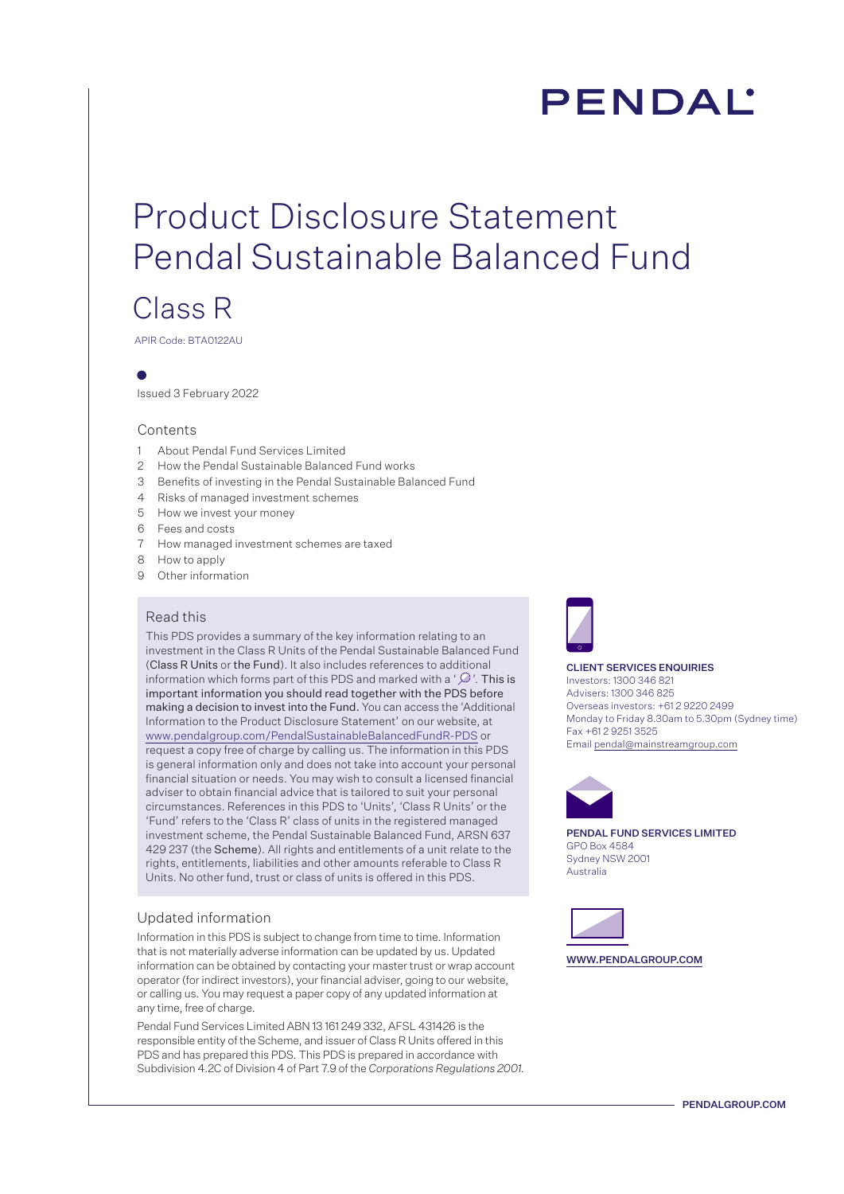PENDAL

# Product Disclosure Statement Pendal Sustainable Balanced Fund

## Class R

APIR Code: BTA0122AU

Issued 3 February 2022

### Contents

1 About Pendal Fund Services Limited
2 How the Pendal Sustainable Balanced Fund works
3 Benefits of investing in the Pendal Sustainable Balanced Fund
4 Risks of managed investment schemes
5 How we invest your money
6 Fees and costs
7 How managed investment schemes are taxed
8 How to apply
9 Other information

### Read this

This PDS provides a summary of the key information relating to an investment in the Class R Units of the Pendal Sustainable Balanced Fund (**Class R Units** or **the Fund**). It also includes references to additional information which forms part of this PDS and marked with a '🔍'. **This is important information you should read together with the PDS before making a decision to invest into the Fund.** You can access the 'Additional Information to the Product Disclosure Statement' on our website, at www.pendalgroup.com/PendalSustainableBalancedFundR-PDS or request a copy free of charge by calling us. The information in this PDS is general information only and does not take into account your personal financial situation or needs. You may wish to consult a licensed financial adviser to obtain financial advice that is tailored to suit your personal circumstances. References in this PDS to 'Units', 'Class R Units' or the 'Fund' refers to the 'Class R' class of units in the registered managed investment scheme, the Pendal Sustainable Balanced Fund, ARSN 637 429 237 (the **Scheme**). All rights and entitlements of a unit relate to the rights, entitlements, liabilities and other amounts referable to Class R Units. No other fund, trust or class of units is offered in this PDS.

### Updated information

Information in this PDS is subject to change from time to time. Information that is not materially adverse information can be updated by us. Updated information can be obtained by contacting your master trust or wrap account operator (for indirect investors), your financial adviser, going to our website, or calling us. You may request a paper copy of any updated information at any time, free of charge.

Pendal Fund Services Limited ABN 13 161 249 332, AFSL 431426 is the responsible entity of the Scheme, and issuer of Class R Units offered in this PDS and has prepared this PDS. This PDS is prepared in accordance with Subdivision 4.2C of Division 4 of Part 7.9 of the *Corporations Regulations 2001*.

**CLIENT SERVICES ENQUIRIES**
Investors: 1300 346 821
Advisers: 1300 346 825
Overseas investors: +61 2 9220 2499
Monday to Friday 8.30am to 5.30pm (Sydney time)
Fax +61 2 9251 3525
Email pendal@mainstreamgroup.com

**PENDAL FUND SERVICES LIMITED**
GPO Box 4584
Sydney NSW 2001
Australia

**WWW.PENDALGROUP.COM**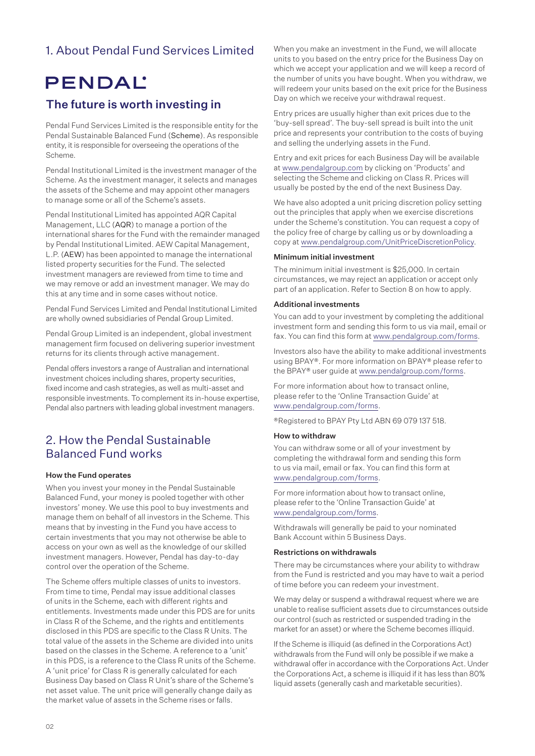## 1. About Pendal Fund Services Limited

PENDAL

### The future is worth investing in

Pendal Fund Services Limited is the responsible entity for the Pendal Sustainable Balanced Fund (**Scheme**). As responsible entity, it is responsible for overseeing the operations of the Scheme.

Pendal Institutional Limited is the investment manager of the Scheme. As the investment manager, it selects and manages the assets of the Scheme and may appoint other managers to manage some or all of the Scheme's assets.

Pendal Institutional Limited has appointed AQR Capital Management, LLC (**AQR**) to manage a portion of the international shares for the Fund with the remainder managed by Pendal Institutional Limited. AEW Capital Management, L.P. (**AEW**) has been appointed to manage the international listed property securities for the Fund. The selected investment managers are reviewed from time to time and we may remove or add an investment manager. We may do this at any time and in some cases without notice.

Pendal Fund Services Limited and Pendal Institutional Limited are wholly owned subsidiaries of Pendal Group Limited.

Pendal Group Limited is an independent, global investment management firm focused on delivering superior investment returns for its clients through active management.

Pendal offers investors a range of Australian and international investment choices including shares, property securities, fixed income and cash strategies, as well as multi-asset and responsible investments. To complement its in-house expertise, Pendal also partners with leading global investment managers.

## 2. How the Pendal Sustainable Balanced Fund works

**How the Fund operates**

When you invest your money in the Pendal Sustainable Balanced Fund, your money is pooled together with other investors' money. We use this pool to buy investments and manage them on behalf of all investors in the Scheme. This means that by investing in the Fund you have access to certain investments that you may not otherwise be able to access on your own as well as the knowledge of our skilled investment managers. However, Pendal has day-to-day control over the operation of the Scheme.

The Scheme offers multiple classes of units to investors. From time to time, Pendal may issue additional classes of units in the Scheme, each with different rights and entitlements. Investments made under this PDS are for units in Class R of the Scheme, and the rights and entitlements disclosed in this PDS are specific to the Class R Units. The total value of the assets in the Scheme are divided into units based on the classes in the Scheme. A reference to a 'unit' in this PDS, is a reference to the Class R units of the Scheme. A 'unit price' for Class R is generally calculated for each Business Day based on Class R Unit's share of the Scheme's net asset value. The unit price will generally change daily as the market value of assets in the Scheme rises or falls.

When you make an investment in the Fund, we will allocate units to you based on the entry price for the Business Day on which we accept your application and we will keep a record of the number of units you have bought. When you withdraw, we will redeem your units based on the exit price for the Business Day on which we receive your withdrawal request.

Entry prices are usually higher than exit prices due to the 'buy-sell spread'. The buy-sell spread is built into the unit price and represents your contribution to the costs of buying and selling the underlying assets in the Fund.

Entry and exit prices for each Business Day will be available at www.pendalgroup.com by clicking on 'Products' and selecting the Scheme and clicking on Class R. Prices will usually be posted by the end of the next Business Day.

We have also adopted a unit pricing discretion policy setting out the principles that apply when we exercise discretions under the Scheme's constitution. You can request a copy of the policy free of charge by calling us or by downloading a copy at www.pendalgroup.com/UnitPriceDiscretionPolicy.

**Minimum initial investment**

The minimum initial investment is $25,000. In certain circumstances, we may reject an application or accept only part of an application. Refer to Section 8 on how to apply.

**Additional investments**

You can add to your investment by completing the additional investment form and sending this form to us via mail, email or fax. You can find this form at www.pendalgroup.com/forms.

Investors also have the ability to make additional investments using BPAY®. For more information on BPAY® please refer to the BPAY® user guide at www.pendalgroup.com/forms.

For more information about how to transact online, please refer to the 'Online Transaction Guide' at www.pendalgroup.com/forms.

®Registered to BPAY Pty Ltd ABN 69 079 137 518.

**How to withdraw**

You can withdraw some or all of your investment by completing the withdrawal form and sending this form to us via mail, email or fax. You can find this form at www.pendalgroup.com/forms.

For more information about how to transact online, please refer to the 'Online Transaction Guide' at www.pendalgroup.com/forms.

Withdrawals will generally be paid to your nominated Bank Account within 5 Business Days.

**Restrictions on withdrawals**

There may be circumstances where your ability to withdraw from the Fund is restricted and you may have to wait a period of time before you can redeem your investment.

We may delay or suspend a withdrawal request where we are unable to realise sufficient assets due to circumstances outside our control (such as restricted or suspended trading in the market for an asset) or where the Scheme becomes illiquid.

If the Scheme is illiquid (as defined in the Corporations Act) withdrawals from the Fund will only be possible if we make a withdrawal offer in accordance with the Corporations Act. Under the Corporations Act, a scheme is illiquid if it has less than 80% liquid assets (generally cash and marketable securities).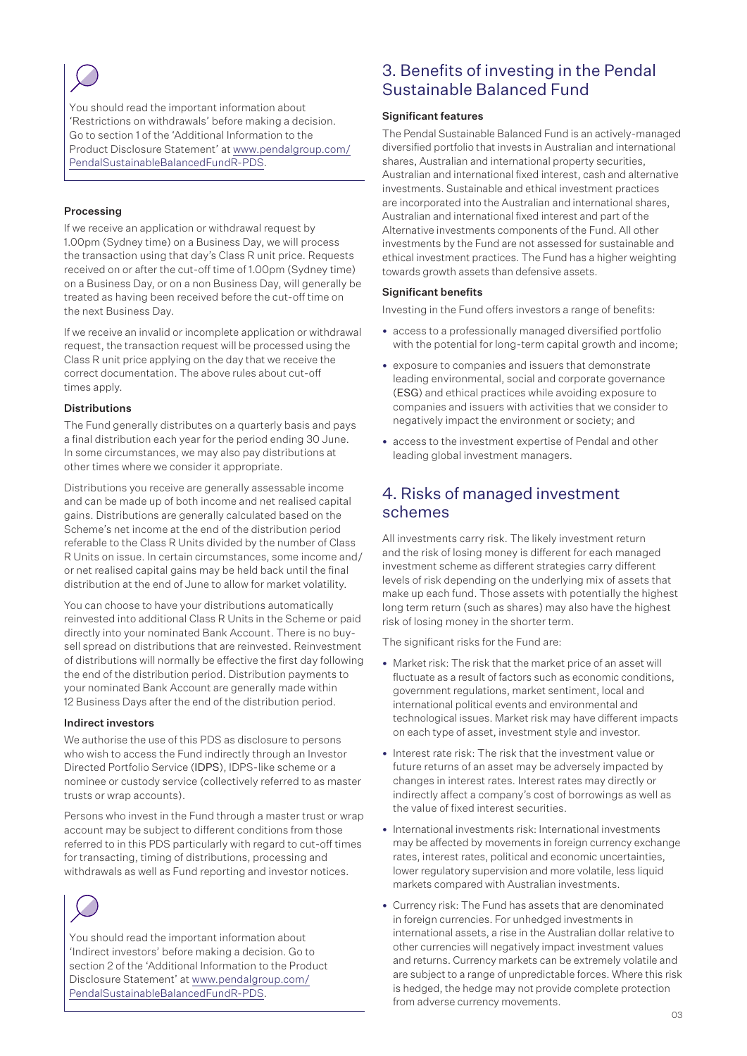You should read the important information about 'Restrictions on withdrawals' before making a decision. Go to section 1 of the 'Additional Information to the Product Disclosure Statement' at www.pendalgroup.com/PendalSustainableBalancedFundR-PDS.

### Processing

If we receive an application or withdrawal request by 1.00pm (Sydney time) on a Business Day, we will process the transaction using that day's Class R unit price. Requests received on or after the cut-off time of 1.00pm (Sydney time) on a Business Day, or on a non Business Day, will generally be treated as having been received before the cut-off time on the next Business Day.

If we receive an invalid or incomplete application or withdrawal request, the transaction request will be processed using the Class R unit price applying on the day that we receive the correct documentation. The above rules about cut-off times apply.

### Distributions

The Fund generally distributes on a quarterly basis and pays a final distribution each year for the period ending 30 June. In some circumstances, we may also pay distributions at other times where we consider it appropriate.

Distributions you receive are generally assessable income and can be made up of both income and net realised capital gains. Distributions are generally calculated based on the Scheme's net income at the end of the distribution period referable to the Class R Units divided by the number of Class R Units on issue. In certain circumstances, some income and/or net realised capital gains may be held back until the final distribution at the end of June to allow for market volatility.

You can choose to have your distributions automatically reinvested into additional Class R Units in the Scheme or paid directly into your nominated Bank Account. There is no buy-sell spread on distributions that are reinvested. Reinvestment of distributions will normally be effective the first day following the end of the distribution period. Distribution payments to your nominated Bank Account are generally made within 12 Business Days after the end of the distribution period.

### Indirect investors

We authorise the use of this PDS as disclosure to persons who wish to access the Fund indirectly through an Investor Directed Portfolio Service (**IDPS**), IDPS-like scheme or a nominee or custody service (collectively referred to as master trusts or wrap accounts).

Persons who invest in the Fund through a master trust or wrap account may be subject to different conditions from those referred to in this PDS particularly with regard to cut-off times for transacting, timing of distributions, processing and withdrawals as well as Fund reporting and investor notices.

You should read the important information about 'Indirect investors' before making a decision. Go to section 2 of the 'Additional Information to the Product Disclosure Statement' at www.pendalgroup.com/PendalSustainableBalancedFundR-PDS.

## 3. Benefits of investing in the Pendal Sustainable Balanced Fund

### Significant features

The Pendal Sustainable Balanced Fund is an actively-managed diversified portfolio that invests in Australian and international shares, Australian and international property securities, Australian and international fixed interest, cash and alternative investments. Sustainable and ethical investment practices are incorporated into the Australian and international shares, Australian and international fixed interest and part of the Alternative investments components of the Fund. All other investments by the Fund are not assessed for sustainable and ethical investment practices. The Fund has a higher weighting towards growth assets than defensive assets.

### Significant benefits

Investing in the Fund offers investors a range of benefits:

- access to a professionally managed diversified portfolio with the potential for long-term capital growth and income;
- exposure to companies and issuers that demonstrate leading environmental, social and corporate governance (**ESG**) and ethical practices while avoiding exposure to companies and issuers with activities that we consider to negatively impact the environment or society; and
- access to the investment expertise of Pendal and other leading global investment managers.

## 4. Risks of managed investment schemes

All investments carry risk. The likely investment return and the risk of losing money is different for each managed investment scheme as different strategies carry different levels of risk depending on the underlying mix of assets that make up each fund. Those assets with potentially the highest long term return (such as shares) may also have the highest risk of losing money in the shorter term.

The significant risks for the Fund are:

- Market risk: The risk that the market price of an asset will fluctuate as a result of factors such as economic conditions, government regulations, market sentiment, local and international political events and environmental and technological issues. Market risk may have different impacts on each type of asset, investment style and investor.
- Interest rate risk: The risk that the investment value or future returns of an asset may be adversely impacted by changes in interest rates. Interest rates may directly or indirectly affect a company's cost of borrowings as well as the value of fixed interest securities.
- International investments risk: International investments may be affected by movements in foreign currency exchange rates, interest rates, political and economic uncertainties, lower regulatory supervision and more volatile, less liquid markets compared with Australian investments.
- Currency risk: The Fund has assets that are denominated in foreign currencies. For unhedged investments in international assets, a rise in the Australian dollar relative to other currencies will negatively impact investment values and returns. Currency markets can be extremely volatile and are subject to a range of unpredictable forces. Where this risk is hedged, the hedge may not provide complete protection from adverse currency movements.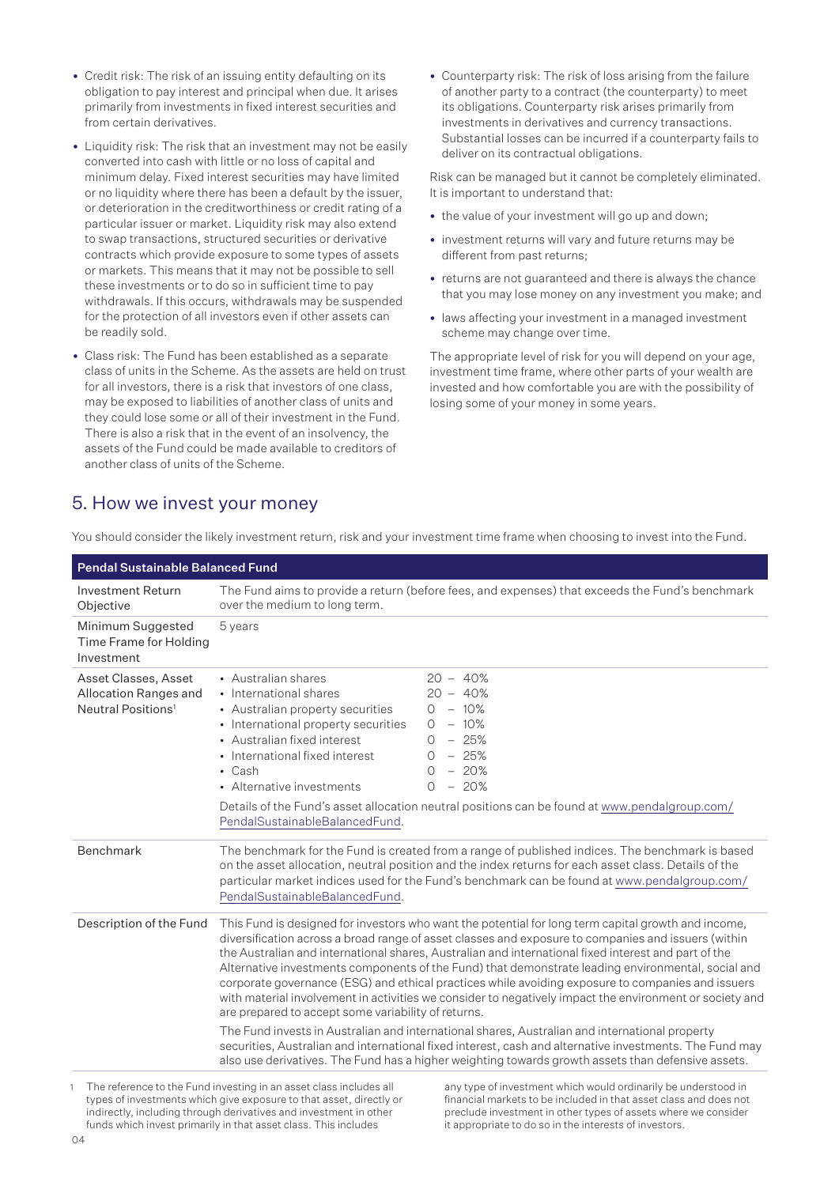- Credit risk: The risk of an issuing entity defaulting on its obligation to pay interest and principal when due. It arises primarily from investments in fixed interest securities and from certain derivatives.
- Liquidity risk: The risk that an investment may not be easily converted into cash with little or no loss of capital and minimum delay. Fixed interest securities may have limited or no liquidity where there has been a default by the issuer, or deterioration in the creditworthiness or credit rating of a particular issuer or market. Liquidity risk may also extend to swap transactions, structured securities or derivative contracts which provide exposure to some types of assets or markets. This means that it may not be possible to sell these investments or to do so in sufficient time to pay withdrawals. If this occurs, withdrawals may be suspended for the protection of all investors even if other assets can be readily sold.
- Class risk: The Fund has been established as a separate class of units in the Scheme. As the assets are held on trust for all investors, there is a risk that investors of one class, may be exposed to liabilities of another class of units and they could lose some or all of their investment in the Fund. There is also a risk that in the event of an insolvency, the assets of the Fund could be made available to creditors of another class of units of the Scheme.
- Counterparty risk: The risk of loss arising from the failure of another party to a contract (the counterparty) to meet its obligations. Counterparty risk arises primarily from investments in derivatives and currency transactions. Substantial losses can be incurred if a counterparty fails to deliver on its contractual obligations.

Risk can be managed but it cannot be completely eliminated. It is important to understand that:

- the value of your investment will go up and down;
- investment returns will vary and future returns may be different from past returns;
- returns are not guaranteed and there is always the chance that you may lose money on any investment you make; and
- laws affecting your investment in a managed investment scheme may change over time.

The appropriate level of risk for you will depend on your age, investment time frame, where other parts of your wealth are invested and how comfortable you are with the possibility of losing some of your money in some years.

## 5. How we invest your money

You should consider the likely investment return, risk and your investment time frame when choosing to invest into the Fund.

| Pendal Sustainable Balanced Fund | |
|---|---|
| Investment Return Objective | The Fund aims to provide a return (before fees, and expenses) that exceeds the Fund's benchmark over the medium to long term. |
| Minimum Suggested Time Frame for Holding Investment | 5 years |
| Asset Classes, Asset Allocation Ranges and Neutral Positions[1] | • Australian shares 20 – 40%<br>• International shares 20 – 40%<br>• Australian property securities 0 – 10%<br>• International property securities 0 – 10%<br>• Australian fixed interest 0 – 25%<br>• International fixed interest 0 – 25%<br>• Cash 0 – 20%<br>• Alternative investments 0 – 20%<br><br>Details of the Fund's asset allocation neutral positions can be found at www.pendalgroup.com/PendalSustainableBalancedFund. |
| Benchmark | The benchmark for the Fund is created from a range of published indices. The benchmark is based on the asset allocation, neutral position and the index returns for each asset class. Details of the particular market indices used for the Fund's benchmark can be found at www.pendalgroup.com/PendalSustainableBalancedFund. |
| Description of the Fund | This Fund is designed for investors who want the potential for long term capital growth and income, diversification across a broad range of asset classes and exposure to companies and issuers (within the Australian and international shares, Australian and international fixed interest and part of the Alternative investments components of the Fund) that demonstrate leading environmental, social and corporate governance (ESG) and ethical practices while avoiding exposure to companies and issuers with material involvement in activities we consider to negatively impact the environment or society and are prepared to accept some variability of returns.<br><br>The Fund invests in Australian and international shares, Australian and international property securities, Australian and international fixed interest, cash and alternative investments. The Fund may also use derivatives. The Fund has a higher weighting towards growth assets than defensive assets. |

1 The reference to the Fund investing in an asset class includes all types of investments which give exposure to that asset, directly or indirectly, including through derivatives and investment in other funds which invest primarily in that asset class. This includes any type of investment which would ordinarily be understood in financial markets to be included in that asset class and does not preclude investment in other types of assets where we consider it appropriate to do so in the interests of investors.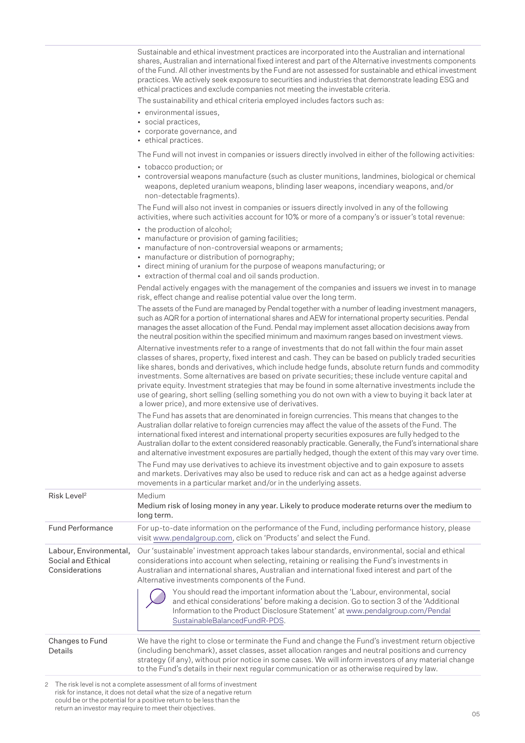| | |
|---|---|
| | Sustainable and ethical investment practices are incorporated into the Australian and international shares, Australian and international fixed interest and part of the Alternative investments components of the Fund. All other investments by the Fund are not assessed for sustainable and ethical investment practices. We actively seek exposure to securities and industries that demonstrate leading ESG and ethical practices and exclude companies not meeting the investable criteria.<br><br>The sustainability and ethical criteria employed includes factors such as:<br>• environmental issues,<br>• social practices,<br>• corporate governance, and<br>• ethical practices.<br><br>The Fund will not invest in companies or issuers directly involved in either of the following activities:<br>• tobacco production; or<br>• controversial weapons manufacture (such as cluster munitions, landmines, biological or chemical weapons, depleted uranium weapons, blinding laser weapons, incendiary weapons, and/or non-detectable fragments).<br><br>The Fund will also not invest in companies or issuers directly involved in any of the following activities, where such activities account for 10% or more of a company's or issuer's total revenue:<br>• the production of alcohol;<br>• manufacture or provision of gaming facilities;<br>• manufacture of non-controversial weapons or armaments;<br>• manufacture or distribution of pornography;<br>• direct mining of uranium for the purpose of weapons manufacturing; or<br>• extraction of thermal coal and oil sands production.<br><br>Pendal actively engages with the management of the companies and issuers we invest in to manage risk, effect change and realise potential value over the long term.<br><br>The assets of the Fund are managed by Pendal together with a number of leading investment managers, such as AQR for a portion of international shares and AEW for international property securities. Pendal manages the asset allocation of the Fund. Pendal may implement asset allocation decisions away from the neutral position within the specified minimum and maximum ranges based on investment views.<br><br>Alternative investments refer to a range of investments that do not fall within the four main asset classes of shares, property, fixed interest and cash. They can be based on publicly traded securities like shares, bonds and derivatives, which include hedge funds, absolute return funds and commodity investments. Some alternatives are based on private securities; these include venture capital and private equity. Investment strategies that may be found in some alternative investments include the use of gearing, short selling (selling something you do not own with a view to buying it back later at a lower price), and more extensive use of derivatives.<br><br>The Fund has assets that are denominated in foreign currencies. This means that changes to the Australian dollar relative to foreign currencies may affect the value of the assets of the Fund. The international fixed interest and international property securities exposures are fully hedged to the Australian dollar to the extent considered reasonably practicable. Generally, the Fund's international share and alternative investment exposures are partially hedged, though the extent of this may vary over time.<br><br>The Fund may use derivatives to achieve its investment objective and to gain exposure to assets and markets. Derivatives may also be used to reduce risk and can act as a hedge against adverse movements in a particular market and/or in the underlying assets. |
| Risk Level[2] | Medium<br>**Medium risk of losing money in any year. Likely to produce moderate returns over the medium to long term.** |
| Fund Performance | For up-to-date information on the performance of the Fund, including performance history, please visit www.pendalgroup.com, click on 'Products' and select the Fund. |
| Labour, Environmental, Social and Ethical Considerations | Our 'sustainable' investment approach takes labour standards, environmental, social and ethical considerations into account when selecting, retaining or realising the Fund's investments in Australian and international shares, Australian and international fixed interest and part of the Alternative investments components of the Fund.<br><br>You should read the important information about the 'Labour, environmental, social and ethical considerations' before making a decision. Go to section 3 of the 'Additional Information to the Product Disclosure Statement' at www.pendalgroup.com/PendalSustainableBalancedFundR-PDS. |
| Changes to Fund Details | We have the right to close or terminate the Fund and change the Fund's investment return objective (including benchmark), asset classes, asset allocation ranges and neutral positions and currency strategy (if any), without prior notice in some cases. We will inform investors of any material change to the Fund's details in their next regular communication or as otherwise required by law. |

2 The risk level is not a complete assessment of all forms of investment risk for instance, it does not detail what the size of a negative return could be or the potential for a positive return to be less than the return an investor may require to meet their objectives.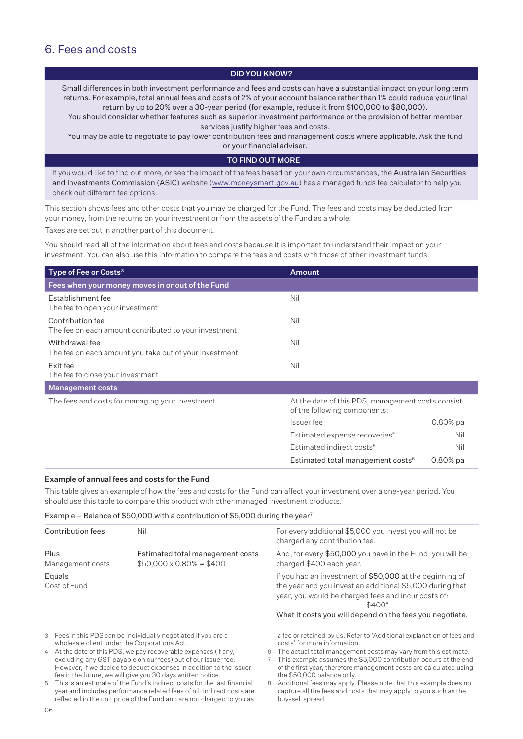## 6. Fees and costs

**DID YOU KNOW?**

Small differences in both investment performance and fees and costs can have a substantial impact on your long term returns. For example, total annual fees and costs of 2% of your account balance rather than 1% could reduce your final return by up to 20% over a 30-year period (for example, reduce it from $100,000 to $80,000).

You should consider whether features such as superior investment performance or the provision of better member services justify higher fees and costs.

You may be able to negotiate to pay lower contribution fees and management costs where applicable. Ask the fund or your financial adviser.

**TO FIND OUT MORE**

If you would like to find out more, or see the impact of the fees based on your own circumstances, the Australian Securities and Investments Commission (ASIC) website (www.moneysmart.gov.au) has a managed funds fee calculator to help you check out different fee options.

This section shows fees and other costs that you may be charged for the Fund. The fees and costs may be deducted from your money, from the returns on your investment or from the assets of the Fund as a whole.

Taxes are set out in another part of this document.

You should read all of the information about fees and costs because it is important to understand their impact on your investment. You can also use this information to compare the fees and costs with those of other investment funds.

| Type of Fee or Costs[3] | Amount | |
|---|---|---|
| **Fees when your money moves in or out of the Fund** | | |
| Establishment fee<br>The fee to open your investment | Nil | |
| Contribution fee<br>The fee on each amount contributed to your investment | Nil | |
| Withdrawal fee<br>The fee on each amount you take out of your investment | Nil | |
| Exit fee<br>The fee to close your investment | Nil | |
| **Management costs** | | |
| The fees and costs for managing your investment | At the date of this PDS, management costs consist of the following components: | |
| | Issuer fee | 0.80% pa |
| | Estimated expense recoveries[4] | Nil |
| | Estimated indirect costs[5] | Nil |
| | Estimated total management costs[6] | 0.80% pa |

### Example of annual fees and costs for the Fund

This table gives an example of how the fees and costs for the Fund can affect your investment over a one-year period. You should use this table to compare this product with other managed investment products.

Example – Balance of $50,000 with a contribution of $5,000 during the year[7]

| | | |
|---|---|---|
| Contribution fees | Nil | For every additional $5,000 you invest you will not be charged any contribution fee. |
| Plus<br>Management costs | Estimated total management costs<br>$50,000 x 0.80% = $400 | And, for every $50,000 you have in the Fund, you will be charged $400 each year. |
| Equals<br>Cost of Fund | | If you had an investment of $50,000 at the beginning of the year and you invest an additional $5,000 during that year, you would be charged fees and incur costs of:<br>$400[8]<br>What it costs you will depend on the fees you negotiate. |

3 Fees in this PDS can be individually negotiated if you are a wholesale client under the Corporations Act.

4 At the date of this PDS, we pay recoverable expenses (if any, excluding any GST payable on our fees) out of our issuer fee. However, if we decide to deduct expenses in addition to the issuer fee in the future, we will give you 30 days written notice.

5 This is an estimate of the Fund's indirect costs for the last financial year and includes performance related fees of nil. Indirect costs are reflected in the unit price of the Fund and are not charged to you as a fee or retained by us. Refer to 'Additional explanation of fees and costs' for more information.

6 The actual total management costs may vary from this estimate.

7 This example assumes the $5,000 contribution occurs at the end of the first year, therefore management costs are calculated using the $50,000 balance only.

8 Additional fees may apply. Please note that this example does not capture all the fees and costs that may apply to you such as the buy-sell spread.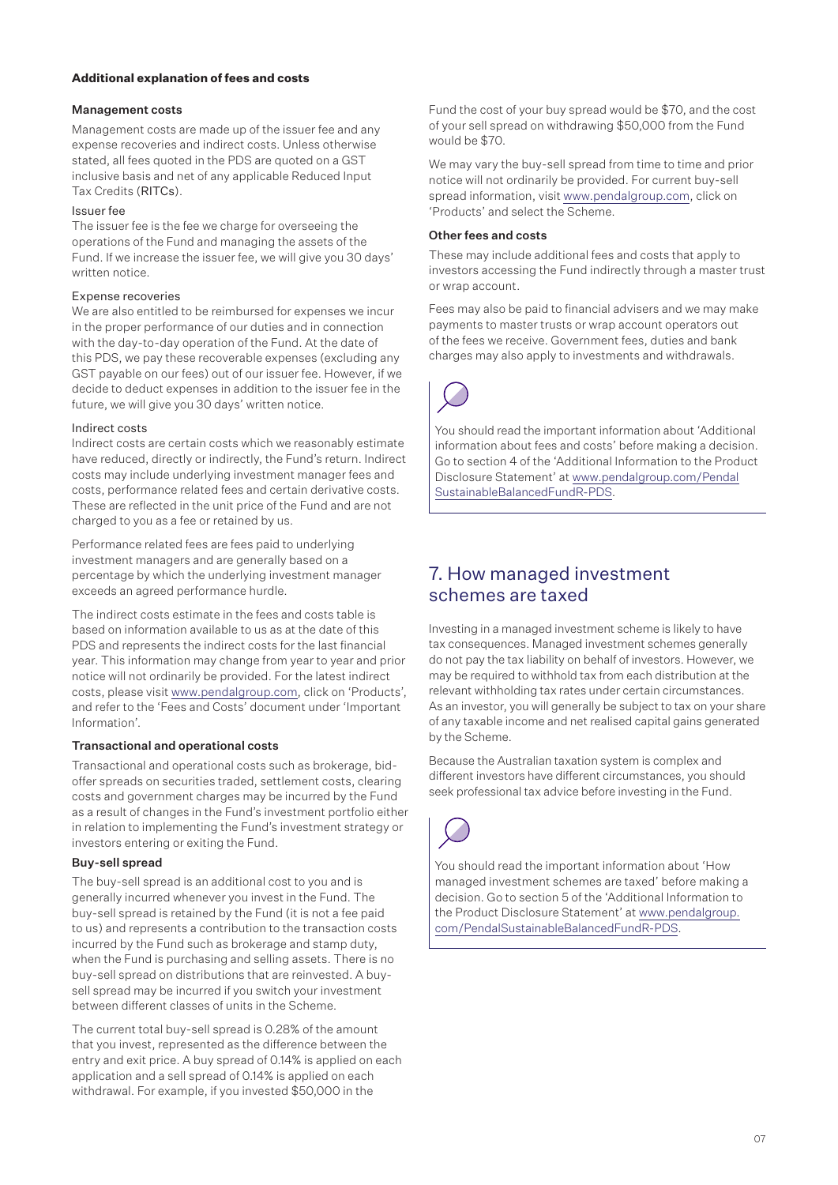**Additional explanation of fees and costs**

### Management costs

Management costs are made up of the issuer fee and any expense recoveries and indirect costs. Unless otherwise stated, all fees quoted in the PDS are quoted on a GST inclusive basis and net of any applicable Reduced Input Tax Credits (RITCs).

#### Issuer fee

The issuer fee is the fee we charge for overseeing the operations of the Fund and managing the assets of the Fund. If we increase the issuer fee, we will give you 30 days' written notice.

#### Expense recoveries

We are also entitled to be reimbursed for expenses we incur in the proper performance of our duties and in connection with the day-to-day operation of the Fund. At the date of this PDS, we pay these recoverable expenses (excluding any GST payable on our fees) out of our issuer fee. However, if we decide to deduct expenses in addition to the issuer fee in the future, we will give you 30 days' written notice.

#### Indirect costs

Indirect costs are certain costs which we reasonably estimate have reduced, directly or indirectly, the Fund's return. Indirect costs may include underlying investment manager fees and costs, performance related fees and certain derivative costs. These are reflected in the unit price of the Fund and are not charged to you as a fee or retained by us.

Performance related fees are fees paid to underlying investment managers and are generally based on a percentage by which the underlying investment manager exceeds an agreed performance hurdle.

The indirect costs estimate in the fees and costs table is based on information available to us as at the date of this PDS and represents the indirect costs for the last financial year. This information may change from year to year and prior notice will not ordinarily be provided. For the latest indirect costs, please visit www.pendalgroup.com, click on 'Products', and refer to the 'Fees and Costs' document under 'Important Information'.

### Transactional and operational costs

Transactional and operational costs such as brokerage, bid-offer spreads on securities traded, settlement costs, clearing costs and government charges may be incurred by the Fund as a result of changes in the Fund's investment portfolio either in relation to implementing the Fund's investment strategy or investors entering or exiting the Fund.

### Buy-sell spread

The buy-sell spread is an additional cost to you and is generally incurred whenever you invest in the Fund. The buy-sell spread is retained by the Fund (it is not a fee paid to us) and represents a contribution to the transaction costs incurred by the Fund such as brokerage and stamp duty, when the Fund is purchasing and selling assets. There is no buy-sell spread on distributions that are reinvested. A buy-sell spread may be incurred if you switch your investment between different classes of units in the Scheme.

The current total buy-sell spread is 0.28% of the amount that you invest, represented as the difference between the entry and exit price. A buy spread of 0.14% is applied on each application and a sell spread of 0.14% is applied on each withdrawal. For example, if you invested $50,000 in the Fund the cost of your buy spread would be $70, and the cost of your sell spread on withdrawing $50,000 from the Fund would be $70.

We may vary the buy-sell spread from time to time and prior notice will not ordinarily be provided. For current buy-sell spread information, visit www.pendalgroup.com, click on 'Products' and select the Scheme.

### Other fees and costs

These may include additional fees and costs that apply to investors accessing the Fund indirectly through a master trust or wrap account.

Fees may also be paid to financial advisers and we may make payments to master trusts or wrap account operators out of the fees we receive. Government fees, duties and bank charges may also apply to investments and withdrawals.

You should read the important information about 'Additional information about fees and costs' before making a decision. Go to section 4 of the 'Additional Information to the Product Disclosure Statement' at www.pendalgroup.com/PendalSustainableBalancedFundR-PDS.

## 7. How managed investment schemes are taxed

Investing in a managed investment scheme is likely to have tax consequences. Managed investment schemes generally do not pay the tax liability on behalf of investors. However, we may be required to withhold tax from each distribution at the relevant withholding tax rates under certain circumstances. As an investor, you will generally be subject to tax on your share of any taxable income and net realised capital gains generated by the Scheme.

Because the Australian taxation system is complex and different investors have different circumstances, you should seek professional tax advice before investing in the Fund.

You should read the important information about 'How managed investment schemes are taxed' before making a decision. Go to section 5 of the 'Additional Information to the Product Disclosure Statement' at www.pendalgroup.com/PendalSustainableBalancedFundR-PDS.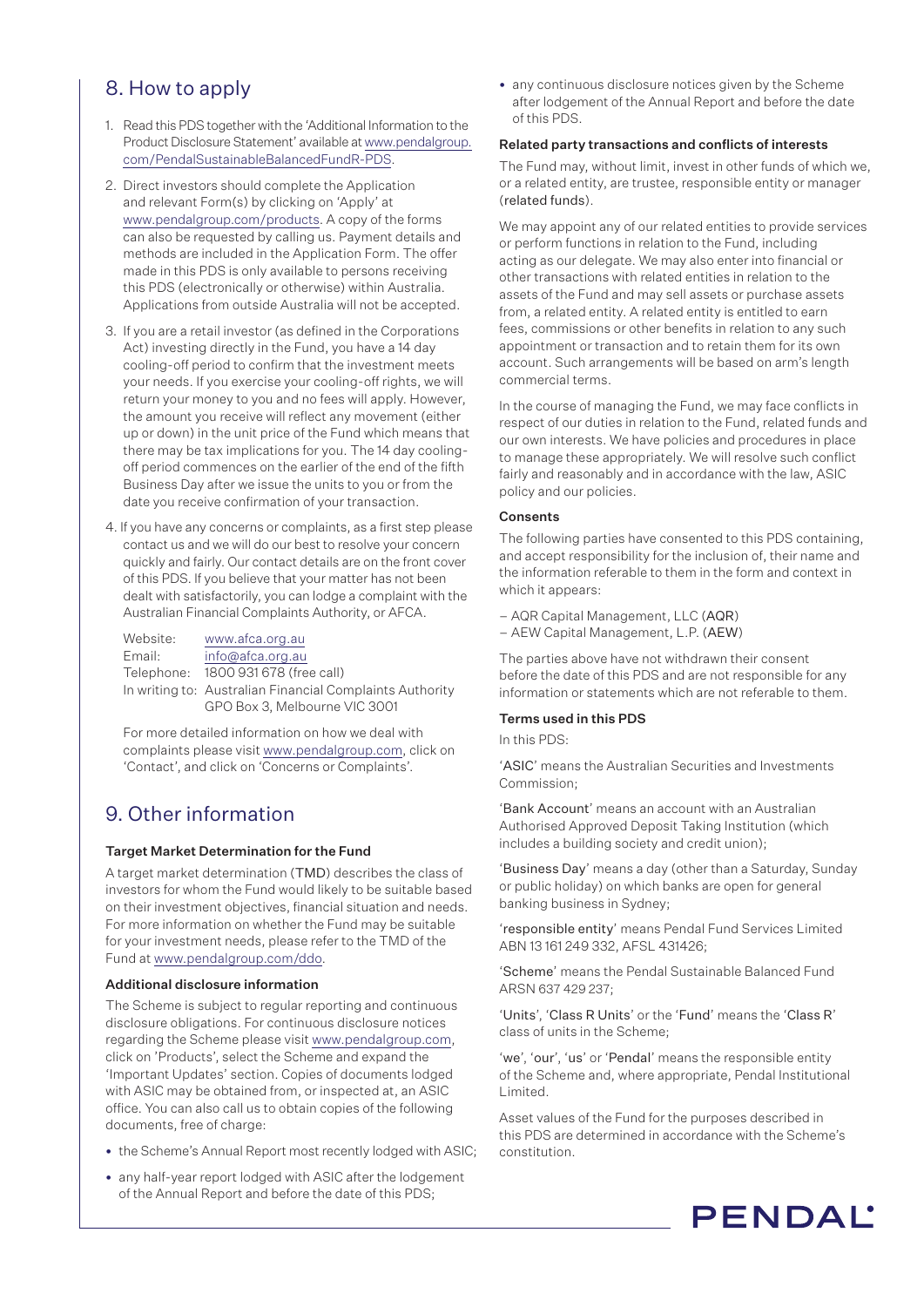## 8. How to apply

1. Read this PDS together with the 'Additional Information to the Product Disclosure Statement' available at www.pendalgroup.com/PendalSustainableBalancedFundR-PDS.
2. Direct investors should complete the Application and relevant Form(s) by clicking on 'Apply' at www.pendalgroup.com/products. A copy of the forms can also be requested by calling us. Payment details and methods are included in the Application Form. The offer made in this PDS is only available to persons receiving this PDS (electronically or otherwise) within Australia. Applications from outside Australia will not be accepted.
3. If you are a retail investor (as defined in the Corporations Act) investing directly in the Fund, you have a 14 day cooling-off period to confirm that the investment meets your needs. If you exercise your cooling-off rights, we will return your money to you and no fees will apply. However, the amount you receive will reflect any movement (either up or down) in the unit price of the Fund which means that there may be tax implications for you. The 14 day cooling-off period commences on the earlier of the end of the fifth Business Day after we issue the units to you or from the date you receive confirmation of your transaction.
4. If you have any concerns or complaints, as a first step please contact us and we will do our best to resolve your concern quickly and fairly. Our contact details are on the front cover of this PDS. If you believe that your matter has not been dealt with satisfactorily, you can lodge a complaint with the Australian Financial Complaints Authority, or AFCA.

   Website: www.afca.org.au
   Email: info@afca.org.au
   Telephone: 1800 931 678 (free call)
   In writing to: Australian Financial Complaints Authority
   GPO Box 3, Melbourne VIC 3001

   For more detailed information on how we deal with complaints please visit www.pendalgroup.com, click on 'Contact', and click on 'Concerns or Complaints'.

## 9. Other information

### Target Market Determination for the Fund

A target market determination (**TMD**) describes the class of investors for whom the Fund would likely to be suitable based on their investment objectives, financial situation and needs. For more information on whether the Fund may be suitable for your investment needs, please refer to the TMD of the Fund at www.pendalgroup.com/ddo.

### Additional disclosure information

The Scheme is subject to regular reporting and continuous disclosure obligations. For continuous disclosure notices regarding the Scheme please visit www.pendalgroup.com, click on 'Products', select the Scheme and expand the 'Important Updates' section. Copies of documents lodged with ASIC may be obtained from, or inspected at, an ASIC office. You can also call us to obtain copies of the following documents, free of charge:

- the Scheme's Annual Report most recently lodged with ASIC;
- any half-year report lodged with ASIC after the lodgement of the Annual Report and before the date of this PDS;
- any continuous disclosure notices given by the Scheme after lodgement of the Annual Report and before the date of this PDS.

### Related party transactions and conflicts of interests

The Fund may, without limit, invest in other funds of which we, or a related entity, are trustee, responsible entity or manager (**related funds**).

We may appoint any of our related entities to provide services or perform functions in relation to the Fund, including acting as our delegate. We may also enter into financial or other transactions with related entities in relation to the assets of the Fund and may sell assets or purchase assets from, a related entity. A related entity is entitled to earn fees, commissions or other benefits in relation to any such appointment or transaction and to retain them for its own account. Such arrangements will be based on arm's length commercial terms.

In the course of managing the Fund, we may face conflicts in respect of our duties in relation to the Fund, related funds and our own interests. We have policies and procedures in place to manage these appropriately. We will resolve such conflict fairly and reasonably and in accordance with the law, ASIC policy and our policies.

### Consents

The following parties have consented to this PDS containing, and accept responsibility for the inclusion of, their name and the information referable to them in the form and context in which it appears:

- AQR Capital Management, LLC (**AQR**)
- AEW Capital Management, L.P. (**AEW**)

The parties above have not withdrawn their consent before the date of this PDS and are not responsible for any information or statements which are not referable to them.

### Terms used in this PDS

In this PDS:

'**ASIC**' means the Australian Securities and Investments Commission;

'**Bank Account**' means an account with an Australian Authorised Approved Deposit Taking Institution (which includes a building society and credit union);

'**Business Day**' means a day (other than a Saturday, Sunday or public holiday) on which banks are open for general banking business in Sydney;

'**responsible entity**' means Pendal Fund Services Limited ABN 13 161 249 332, AFSL 431426;

'**Scheme**' means the Pendal Sustainable Balanced Fund ARSN 637 429 237;

'**Units**', '**Class R Units**' or the '**Fund**' means the '**Class R**' class of units in the Scheme;

'**we**', '**our**', '**us**' or '**Pendal**' means the responsible entity of the Scheme and, where appropriate, Pendal Institutional Limited.

Asset values of the Fund for the purposes described in this PDS are determined in accordance with the Scheme's constitution.

PENDAL